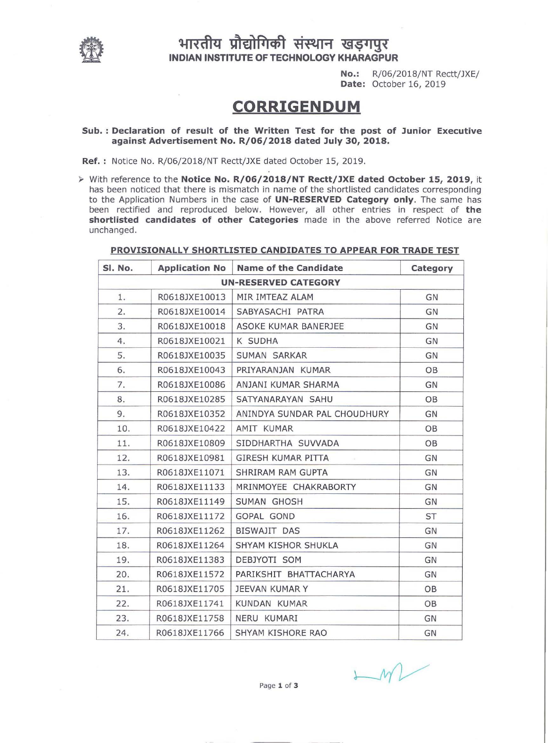# भारतीय प्रौद्योगिकी संस्थान खड़गपुर
## INDIAN INSTITUTE OF TECHNOLOGY KHARAGPUR

**No.:** R/06/2018/NT Rectt/JXE/
**Date:** October 16, 2019

# CORRIGENDUM

**Sub. : Declaration of result of the Written Test for the post of Junior Executive against Advertisement No. R/06/2018 dated July 30, 2018.**

**Ref. :** Notice No. R/06/2018/NT Rectt/JXE dated October 15, 2019.

- With reference to the **Notice No. R/06/2018/NT Rectt/JXE dated October 15, 2019,** it has been noticed that there is mismatch in name of the shortlisted candidates corresponding to the Application Numbers in the case of **UN-RESERVED Category only**. The same has been rectified and reproduced below. However, all other entries in respect of **the shortlisted candidates of other Categories** made in the above referred Notice are unchanged.

**PROVISIONALLY SHORTLISTED CANDIDATES TO APPEAR FOR TRADE TEST**

| Sl. No. | Application No | Name of the Candidate | Category |
|---|---|---|---|
| | | **UN-RESERVED CATEGORY** | |
| 1. | R0618JXE10013 | MIR IMTEAZ ALAM | GN |
| 2. | R0618JXE10014 | SABYASACHI PATRA | GN |
| 3. | R0618JXE10018 | ASOKE KUMAR BANERJEE | GN |
| 4. | R0618JXE10021 | K SUDHA | GN |
| 5. | R0618JXE10035 | SUMAN SARKAR | GN |
| 6. | R0618JXE10043 | PRIYARANJAN KUMAR | OB |
| 7. | R0618JXE10086 | ANJANI KUMAR SHARMA | GN |
| 8. | R0618JXE10285 | SATYANARAYAN SAHU | OB |
| 9. | R0618JXE10352 | ANINDYA SUNDAR PAL CHOUDHURY | GN |
| 10. | R0618JXE10422 | AMIT KUMAR | OB |
| 11. | R0618JXE10809 | SIDDHARTHA SUVVADA | OB |
| 12. | R0618JXE10981 | GIRESH KUMAR PITTA | GN |
| 13. | R0618JXE11071 | SHRIRAM RAM GUPTA | GN |
| 14. | R0618JXE11133 | MRINMOYEE CHAKRABORTY | GN |
| 15. | R0618JXE11149 | SUMAN GHOSH | GN |
| 16. | R0618JXE11172 | GOPAL GOND | ST |
| 17. | R0618JXE11262 | BISWAJIT DAS | GN |
| 18. | R0618JXE11264 | SHYAM KISHOR SHUKLA | GN |
| 19. | R0618JXE11383 | DEBJYOTI SOM | GN |
| 20. | R0618JXE11572 | PARIKSHIT BHATTACHARYA | GN |
| 21. | R0618JXE11705 | JEEVAN KUMAR Y | OB |
| 22. | R0618JXE11741 | KUNDAN KUMAR | OB |
| 23. | R0618JXE11758 | NERU KUMARI | GN |
| 24. | R0618JXE11766 | SHYAM KISHORE RAO | GN |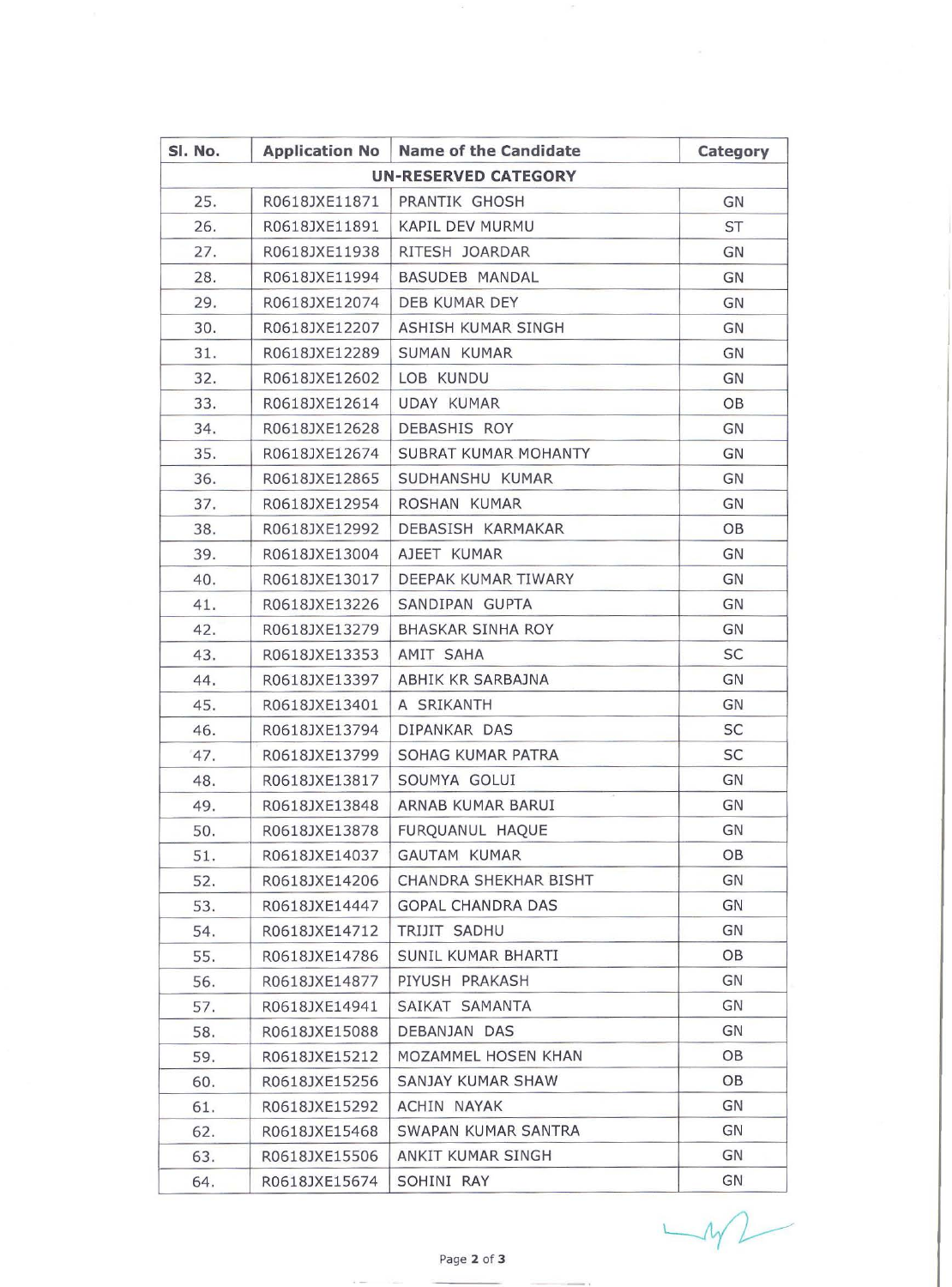| Sl. No. | Application No | Name of the Candidate | Category |
|---|---|---|---|
| UN-RESERVED CATEGORY | | | |
| 25. | R0618JXE11871 | PRANTIK GHOSH | GN |
| 26. | R0618JXE11891 | KAPIL DEV MURMU | ST |
| 27. | R0618JXE11938 | RITESH JOARDAR | GN |
| 28. | R0618JXE11994 | BASUDEB MANDAL | GN |
| 29. | R0618JXE12074 | DEB KUMAR DEY | GN |
| 30. | R0618JXE12207 | ASHISH KUMAR SINGH | GN |
| 31. | R0618JXE12289 | SUMAN KUMAR | GN |
| 32. | R0618JXE12602 | LOB KUNDU | GN |
| 33. | R0618JXE12614 | UDAY KUMAR | OB |
| 34. | R0618JXE12628 | DEBASHIS ROY | GN |
| 35. | R0618JXE12674 | SUBRAT KUMAR MOHANTY | GN |
| 36. | R0618JXE12865 | SUDHANSHU KUMAR | GN |
| 37. | R0618JXE12954 | ROSHAN KUMAR | GN |
| 38. | R0618JXE12992 | DEBASISH KARMAKAR | OB |
| 39. | R0618JXE13004 | AJEET KUMAR | GN |
| 40. | R0618JXE13017 | DEEPAK KUMAR TIWARY | GN |
| 41. | R0618JXE13226 | SANDIPAN GUPTA | GN |
| 42. | R0618JXE13279 | BHASKAR SINHA ROY | GN |
| 43. | R0618JXE13353 | AMIT SAHA | SC |
| 44. | R0618JXE13397 | ABHIK KR SARBAJNA | GN |
| 45. | R0618JXE13401 | A SRIKANTH | GN |
| 46. | R0618JXE13794 | DIPANKAR DAS | SC |
| 47. | R0618JXE13799 | SOHAG KUMAR PATRA | SC |
| 48. | R0618JXE13817 | SOUMYA GOLUI | GN |
| 49. | R0618JXE13848 | ARNAB KUMAR BARUI | GN |
| 50. | R0618JXE13878 | FURQUANUL HAQUE | GN |
| 51. | R0618JXE14037 | GAUTAM KUMAR | OB |
| 52. | R0618JXE14206 | CHANDRA SHEKHAR BISHT | GN |
| 53. | R0618JXE14447 | GOPAL CHANDRA DAS | GN |
| 54. | R0618JXE14712 | TRIJIT SADHU | GN |
| 55. | R0618JXE14786 | SUNIL KUMAR BHARTI | OB |
| 56. | R0618JXE14877 | PIYUSH PRAKASH | GN |
| 57. | R0618JXE14941 | SAIKAT SAMANTA | GN |
| 58. | R0618JXE15088 | DEBANJAN DAS | GN |
| 59. | R0618JXE15212 | MOZAMMEL HOSEN KHAN | OB |
| 60. | R0618JXE15256 | SANJAY KUMAR SHAW | OB |
| 61. | R0618JXE15292 | ACHIN NAYAK | GN |
| 62. | R0618JXE15468 | SWAPAN KUMAR SANTRA | GN |
| 63. | R0618JXE15506 | ANKIT KUMAR SINGH | GN |
| 64. | R0618JXE15674 | SOHINI RAY | GN |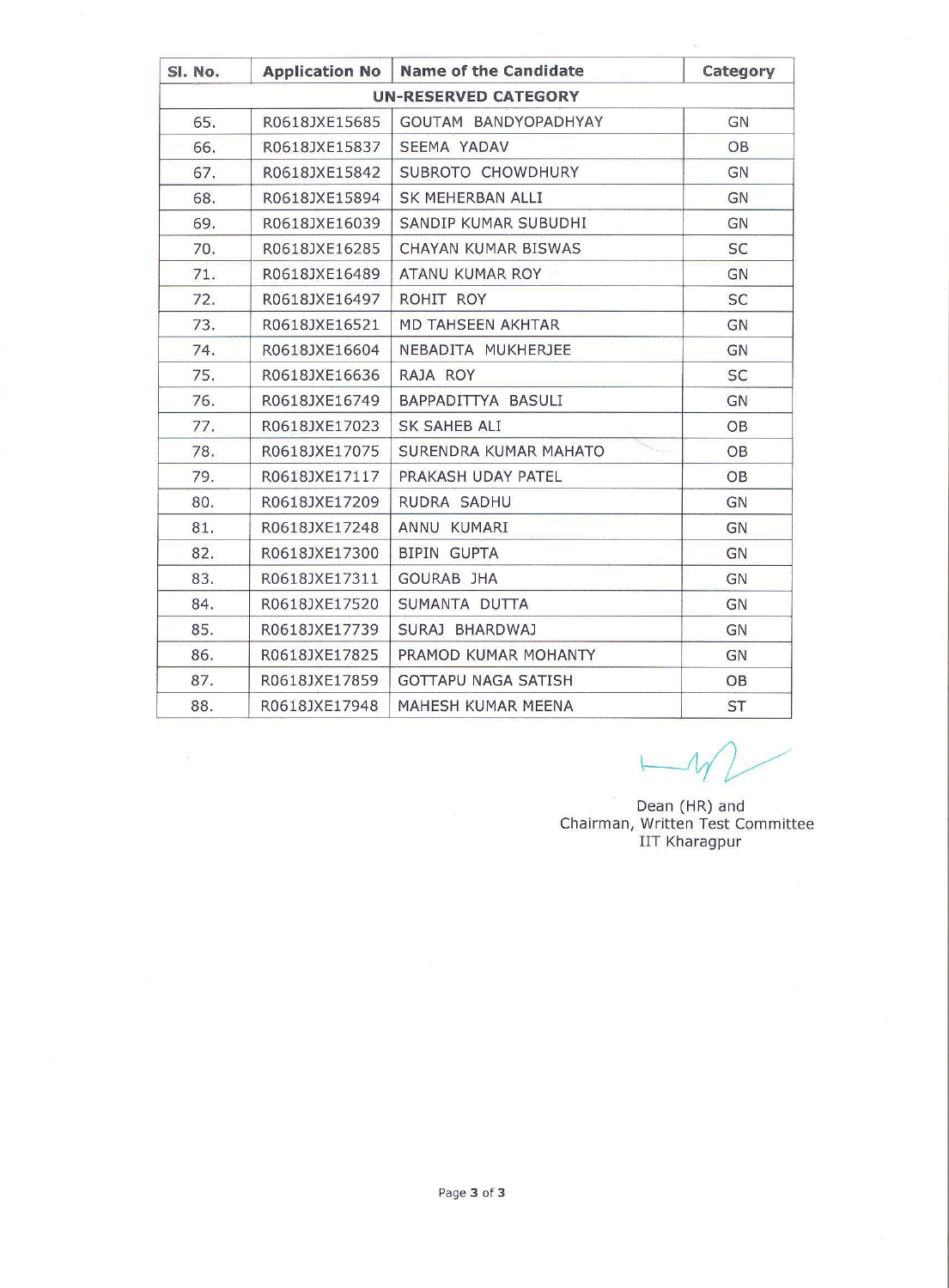| Sl. No. | Application No | Name of the Candidate | Category |
|---|---|---|---|
| UN-RESERVED CATEGORY | | | |
| 65. | R0618JXE15685 | GOUTAM BANDYOPADHYAY | GN |
| 66. | R0618JXE15837 | SEEMA YADAV | OB |
| 67. | R0618JXE15842 | SUBROTO CHOWDHURY | GN |
| 68. | R0618JXE15894 | SK MEHERBAN ALLI | GN |
| 69. | R0618JXE16039 | SANDIP KUMAR SUBUDHI | GN |
| 70. | R0618JXE16285 | CHAYAN KUMAR BISWAS | SC |
| 71. | R0618JXE16489 | ATANU KUMAR ROY | GN |
| 72. | R0618JXE16497 | ROHIT ROY | SC |
| 73. | R0618JXE16521 | MD TAHSEEN AKHTAR | GN |
| 74. | R0618JXE16604 | NEBADITA MUKHERJEE | GN |
| 75. | R0618JXE16636 | RAJA ROY | SC |
| 76. | R0618JXE16749 | BAPPADITTYA BASULI | GN |
| 77. | R0618JXE17023 | SK SAHEB ALI | OB |
| 78. | R0618JXE17075 | SURENDRA KUMAR MAHATO | OB |
| 79. | R0618JXE17117 | PRAKASH UDAY PATEL | OB |
| 80. | R0618JXE17209 | RUDRA SADHU | GN |
| 81. | R0618JXE17248 | ANNU KUMARI | GN |
| 82. | R0618JXE17300 | BIPIN GUPTA | GN |
| 83. | R0618JXE17311 | GOURAB JHA | GN |
| 84. | R0618JXE17520 | SUMANTA DUTTA | GN |
| 85. | R0618JXE17739 | SURAJ BHARDWAJ | GN |
| 86. | R0618JXE17825 | PRAMOD KUMAR MOHANTY | GN |
| 87. | R0618JXE17859 | GOTTAPU NAGA SATISH | OB |
| 88. | R0618JXE17948 | MAHESH KUMAR MEENA | ST |

Dean (HR) and
Chairman, Written Test Committee
IIT Kharagpur